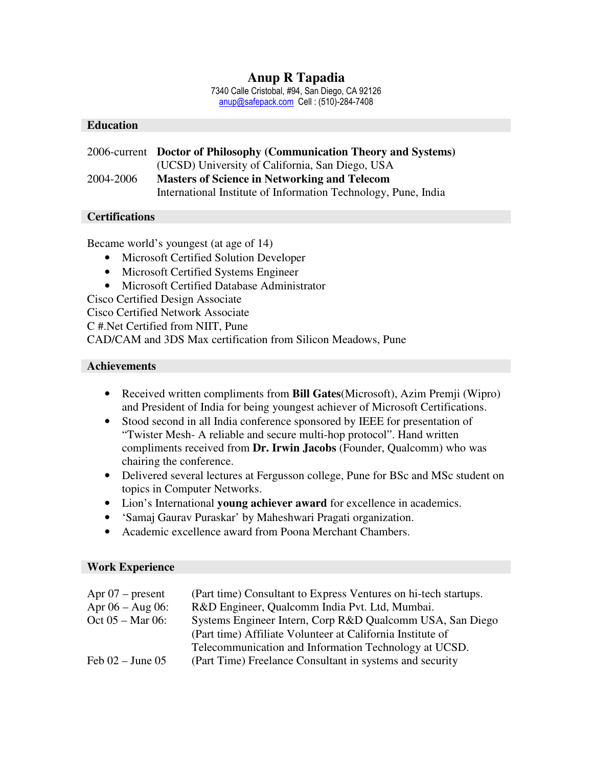# Anup R Tapadia

7340 Calle Cristobal, #94, San Diego, CA 92126
anup@safepack.com Cell : (510)-284-7408

## Education

2006-current **Doctor of Philosophy (Communication Theory and Systems)**
(UCSD) University of California, San Diego, USA

2004-2006 **Masters of Science in Networking and Telecom**
International Institute of Information Technology, Pune, India

## Certifications

Became world's youngest (at age of 14)

- Microsoft Certified Solution Developer
- Microsoft Certified Systems Engineer
- Microsoft Certified Database Administrator

Cisco Certified Design Associate
Cisco Certified Network Associate
C #.Net Certified from NIIT, Pune
CAD/CAM and 3DS Max certification from Silicon Meadows, Pune

## Achievements

- Received written compliments from **Bill Gates**(Microsoft), Azim Premji (Wipro) and President of India for being youngest achiever of Microsoft Certifications.
- Stood second in all India conference sponsored by IEEE for presentation of "Twister Mesh- A reliable and secure multi-hop protocol". Hand written compliments received from **Dr. Irwin Jacobs** (Founder, Qualcomm) who was chairing the conference.
- Delivered several lectures at Fergusson college, Pune for BSc and MSc student on topics in Computer Networks.
- Lion's International **young achiever award** for excellence in academics.
- 'Samaj Gaurav Puraskar' by Maheshwari Pragati organization.
- Academic excellence award from Poona Merchant Chambers.

## Work Experience

Apr 07 – present (Part time) Consultant to Express Ventures on hi-tech startups.

Apr 06 – Aug 06: R&D Engineer, Qualcomm India Pvt. Ltd, Mumbai.

Oct 05 – Mar 06: Systems Engineer Intern, Corp R&D Qualcomm USA, San Diego
(Part time) Affiliate Volunteer at California Institute of Telecommunication and Information Technology at UCSD.

Feb 02 – June 05 (Part Time) Freelance Consultant in systems and security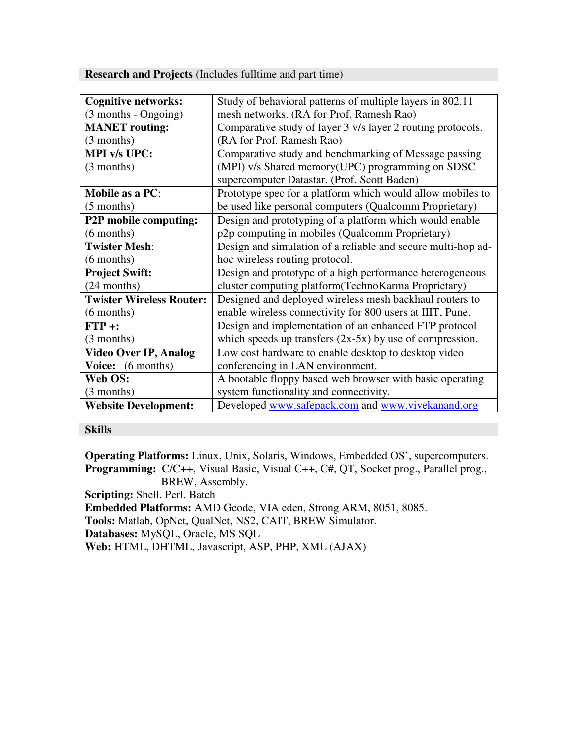## **Research and Projects** (Includes fulltime and part time)

| | |
|---|---|
| **Cognitive networks:** (3 months - Ongoing) | Study of behavioral patterns of multiple layers in 802.11 mesh networks. (RA for Prof. Ramesh Rao) |
| **MANET routing:** (3 months) | Comparative study of layer 3 v/s layer 2 routing protocols. (RA for Prof. Ramesh Rao) |
| **MPI v/s UPC:** (3 months) | Comparative study and benchmarking of Message passing (MPI) v/s Shared memory(UPC) programming on SDSC supercomputer Datastar. (Prof. Scott Baden) |
| **Mobile as a PC**: (5 months) | Prototype spec for a platform which would allow mobiles to be used like personal computers (Qualcomm Proprietary) |
| **P2P mobile computing:** (6 months) | Design and prototyping of a platform which would enable p2p computing in mobiles (Qualcomm Proprietary) |
| **Twister Mesh**: (6 months) | Design and simulation of a reliable and secure multi-hop ad-hoc wireless routing protocol. |
| **Project Swift:** (24 months) | Design and prototype of a high performance heterogeneous cluster computing platform(TechnoKarma Proprietary) |
| **Twister Wireless Router:** (6 months) | Designed and deployed wireless mesh backhaul routers to enable wireless connectivity for 800 users at IIIT, Pune. |
| **FTP +:** (3 months) | Design and implementation of an enhanced FTP protocol which speeds up transfers (2x-5x) by use of compression. |
| **Video Over IP, Analog Voice:** (6 months) | Low cost hardware to enable desktop to desktop video conferencing in LAN environment. |
| **Web OS:** (3 months) | A bootable floppy based web browser with basic operating system functionality and connectivity. |
| **Website Development:** | Developed www.safepack.com and www.vivekanand.org |

## **Skills**

**Operating Platforms:** Linux, Unix, Solaris, Windows, Embedded OS', supercomputers.
**Programming:** C/C++, Visual Basic, Visual C++, C#, QT, Socket prog., Parallel prog., BREW, Assembly.
**Scripting:** Shell, Perl, Batch
**Embedded Platforms:** AMD Geode, VIA eden, Strong ARM, 8051, 8085.
**Tools:** Matlab, OpNet, QualNet, NS2, CAIT, BREW Simulator.
**Databases:** MySQL, Oracle, MS SQL
**Web:** HTML, DHTML, Javascript, ASP, PHP, XML (AJAX)